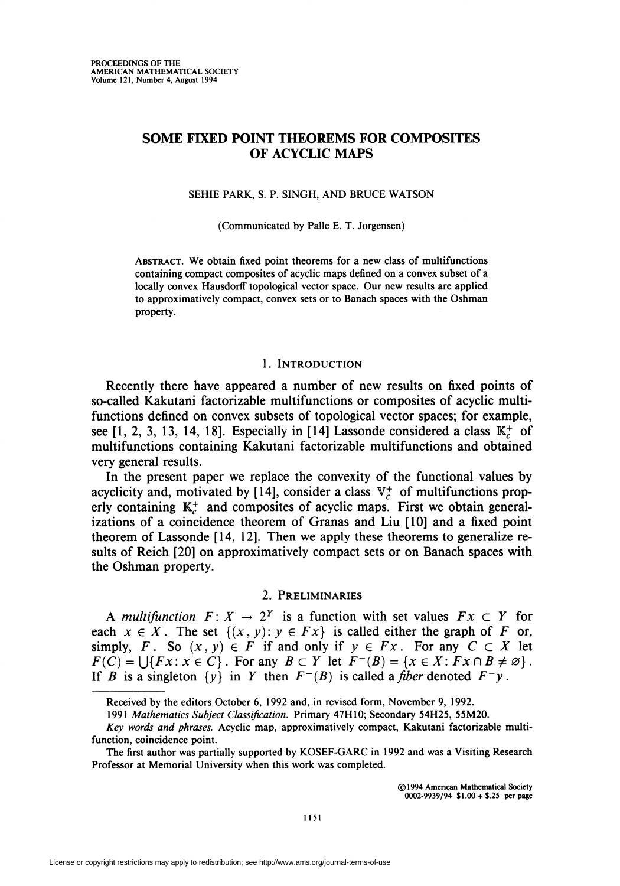# SOME FIXED POINT THEOREMS FOR COMPOSITES OF ACYCLIC MAPS

SEHIE PARK, S. P. SINGH, AND BRUCE WATSON

(Communicated by Palle E. T. Jorgensen)

ABSTRACT. We obtain fixed point theorems for a new class of multifunctions containing compact composites of acyclic maps defined on a convex subset of a locally convex Hausdorff topological vector space. Our new results are applied to approximatively compact, convex sets or to Banach spaces with the Oshman property.

## 1. INTRODUCTION

Recently there have appeared a number of new results on fixed points of so-called Kakutani factorizable multifunctions or composites of acyclic multifunctions defined on convex subsets of topological vector spaces; for example, see [1, 2, 3, 13, 14, 18]. Especially in [14] Lassonde considered a class $\mathbb{K}_c^+$ of multifunctions containing Kakutani factorizable multifunctions and obtained very general results.

In the present paper we replace the convexity of the functional values by acyclicity and, motivated by [14], consider a class $\mathbb{V}_c^+$ of multifunctions properly containing $\mathbb{K}_c^+$ and composites of acyclic maps. First we obtain generalizations of a coincidence theorem of Granas and Liu [10] and a fixed point theorem of Lassonde [14, 12]. Then we apply these theorems to generalize results of Reich [20] on approximatively compact sets or on Banach spaces with the Oshman property.

## 2. PRELIMINARIES

A *multifunction* $F: X \to 2^Y$ is a function with set values $Fx \subset Y$ for each $x \in X$. The set $\{(x, y): y \in Fx\}$ is called either the graph of $F$ or, simply, $F$. So $(x, y) \in F$ if and only if $y \in Fx$. For any $C \subset X$ let $F(C) = \bigcup\{Fx: x \in C\}$. For any $B \subset Y$ let $F^-(B) = \{x \in X: Fx \cap B \neq \varnothing\}$. If $B$ is a singleton $\{y\}$ in $Y$ then $F^-(B)$ is called a *fiber* denoted $F^-y$.

---

Received by the editors October 6, 1992 and, in revised form, November 9, 1992.

1991 *Mathematics Subject Classification*. Primary 47H10; Secondary 54H25, 55M20.

*Key words and phrases*. Acyclic map, approximatively compact, Kakutani factorizable multifunction, coincidence point.

The first author was partially supported by KOSEF-GARC in 1992 and was a Visiting Research Professor at Memorial University when this work was completed.

©1994 American Mathematical Society
0002-9939/94 \$1.00 + \$.25 per page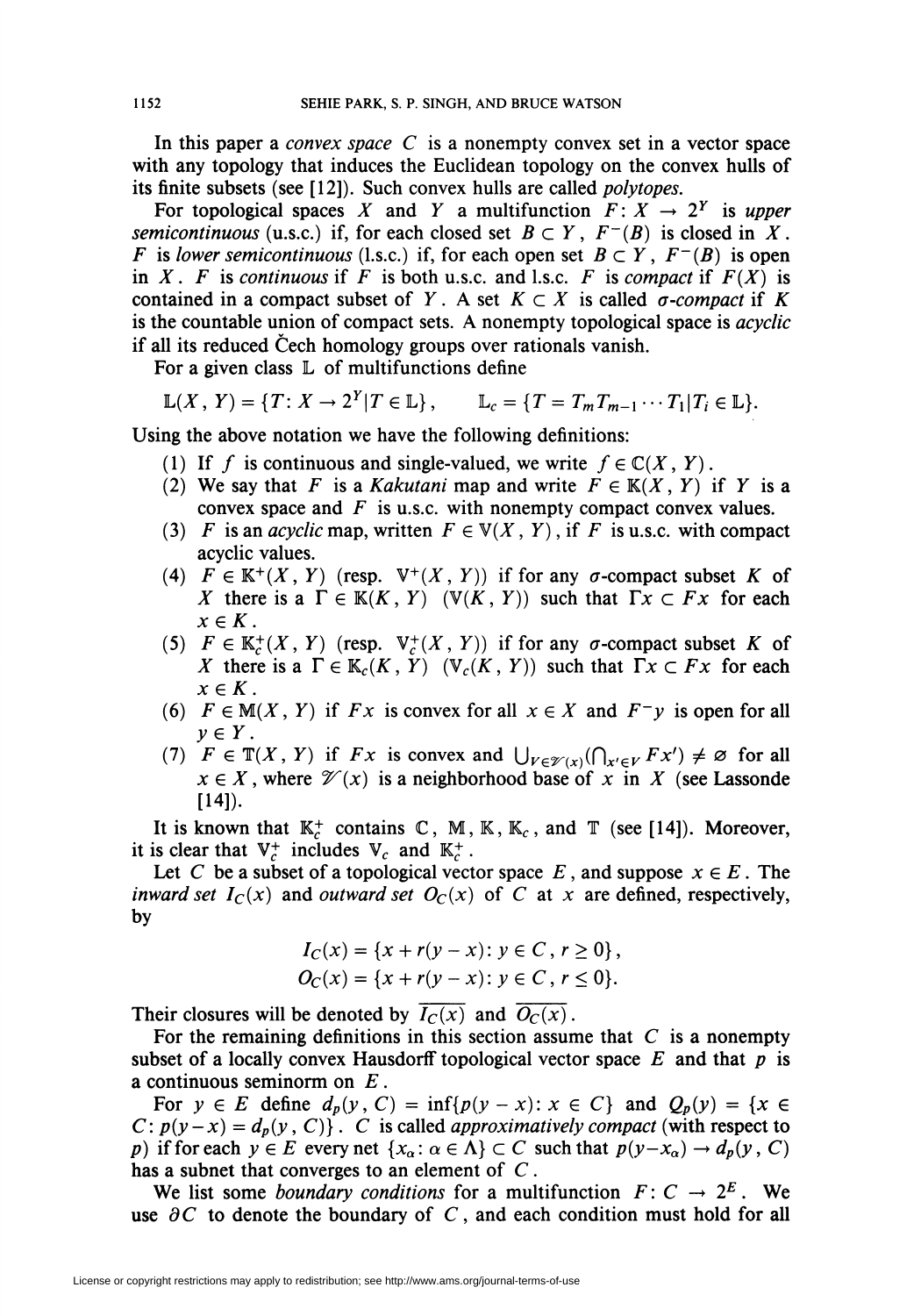In this paper a *convex space* $C$ is a nonempty convex set in a vector space with any topology that induces the Euclidean topology on the convex hulls of its finite subsets (see [12]). Such convex hulls are called *polytopes*.

For topological spaces $X$ and $Y$ a multifunction $F: X \to 2^Y$ is *upper semicontinuous* (u.s.c.) if, for each closed set $B \subset Y$, $F^-(B)$ is closed in $X$. $F$ is *lower semicontinuous* (l.s.c.) if, for each open set $B \subset Y$, $F^-(B)$ is open in $X$. $F$ is *continuous* if $F$ is both u.s.c. and l.s.c. $F$ is *compact* if $F(X)$ is contained in a compact subset of $Y$. A set $K \subset X$ is called $\sigma$*-compact* if $K$ is the countable union of compact sets. A nonempty topological space is *acyclic* if all its reduced Čech homology groups over rationals vanish.

For a given class $\mathbb{L}$ of multifunctions define

$$\mathbb{L}(X, Y) = \{T: X \to 2^Y | T \in \mathbb{L}\}, \qquad \mathbb{L}_c = \{T = T_m T_{m-1} \cdots T_1 | T_i \in \mathbb{L}\}.$$

Using the above notation we have the following definitions:

(1) If $f$ is continuous and single-valued, we write $f \in \mathbb{C}(X, Y)$.

(2) We say that $F$ is a *Kakutani* map and write $F \in \mathbb{K}(X, Y)$ if $Y$ is a convex space and $F$ is u.s.c. with nonempty compact convex values.

(3) $F$ is an *acyclic* map, written $F \in \mathbb{V}(X, Y)$, if $F$ is u.s.c. with compact acyclic values.

(4) $F \in \mathbb{K}^+(X, Y)$ (resp. $\mathbb{V}^+(X, Y)$) if for any $\sigma$-compact subset $K$ of $X$ there is a $\Gamma \in \mathbb{K}(K, Y)$ $(\mathbb{V}(K, Y))$ such that $\Gamma x \subset Fx$ for each $x \in K$.

(5) $F \in \mathbb{K}_c^+(X, Y)$ (resp. $\mathbb{V}_c^+(X, Y)$) if for any $\sigma$-compact subset $K$ of $X$ there is a $\Gamma \in \mathbb{K}_c(K, Y)$ $(\mathbb{V}_c(K, Y))$ such that $\Gamma x \subset Fx$ for each $x \in K$.

(6) $F \in \mathbb{M}(X, Y)$ if $Fx$ is convex for all $x \in X$ and $F^- y$ is open for all $y \in Y$.

(7) $F \in \mathbb{T}(X, Y)$ if $Fx$ is convex and $\bigcup_{V \in \mathscr{V}(x)} (\bigcap_{x' \in V} Fx') \neq \varnothing$ for all $x \in X$, where $\mathscr{V}(x)$ is a neighborhood base of $x$ in $X$ (see Lassonde [14]).

It is known that $\mathbb{K}_c^+$ contains $\mathbb{C}$, $\mathbb{M}$, $\mathbb{K}$, $\mathbb{K}_c$, and $\mathbb{T}$ (see [14]). Moreover, it is clear that $\mathbb{V}_c^+$ includes $\mathbb{V}_c$ and $\mathbb{K}_c^+$.

Let $C$ be a subset of a topological vector space $E$, and suppose $x \in E$. The *inward set* $I_C(x)$ and *outward set* $O_C(x)$ of $C$ at $x$ are defined, respectively, by

$$I_C(x) = \{x + r(y - x): y \in C, r \geq 0\},$$
$$O_C(x) = \{x + r(y - x): y \in C, r \leq 0\}.$$

Their closures will be denoted by $\overline{I_C(x)}$ and $\overline{O_C(x)}$.

For the remaining definitions in this section assume that $C$ is a nonempty subset of a locally convex Hausdorff topological vector space $E$ and that $p$ is a continuous seminorm on $E$.

For $y \in E$ define $d_p(y, C) = \inf\{p(y - x): x \in C\}$ and $Q_p(y) = \{x \in C: p(y - x) = d_p(y, C)\}$. $C$ is called *approximatively compact* (with respect to $p$) if for each $y \in E$ every net $\{x_\alpha : \alpha \in \Lambda\} \subset C$ such that $p(y - x_\alpha) \to d_p(y, C)$ has a subnet that converges to an element of $C$.

We list some *boundary conditions* for a multifunction $F: C \to 2^E$. We use $\partial C$ to denote the boundary of $C$, and each condition must hold for all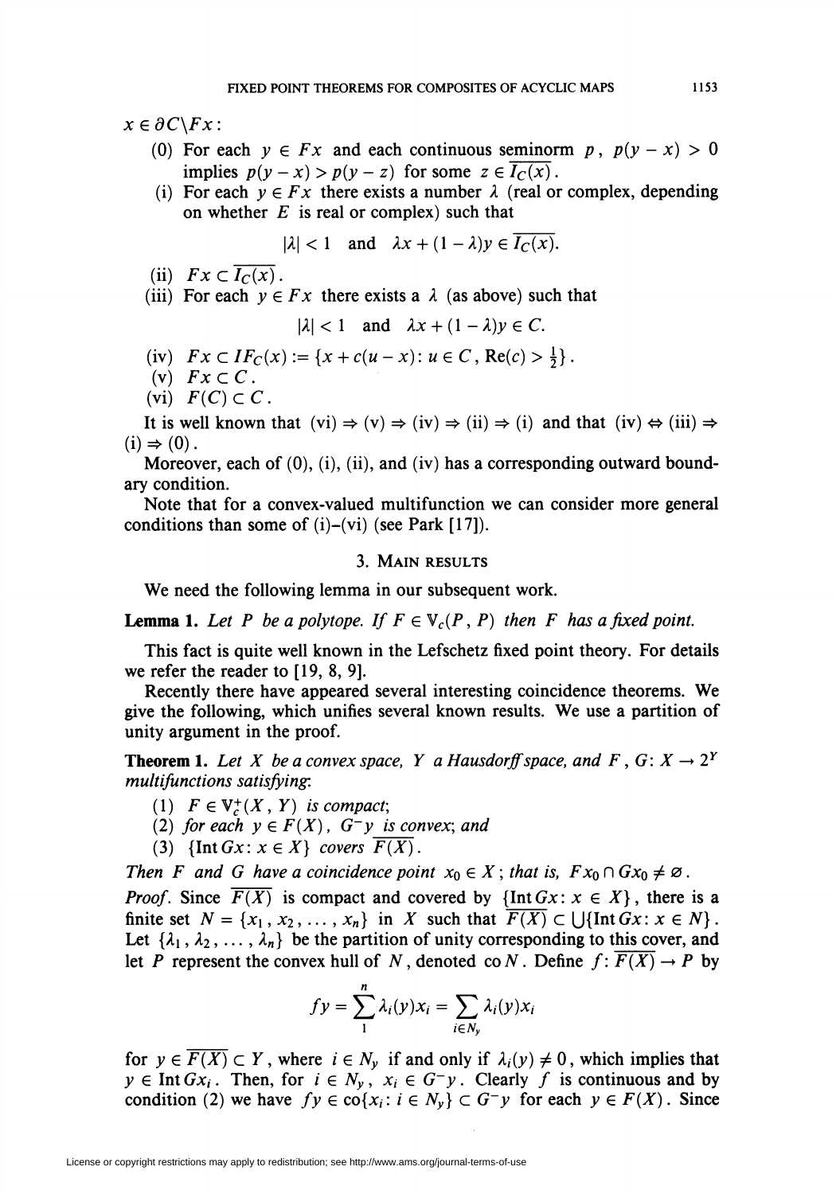$x \in \partial C \backslash Fx$:

(0) For each $y \in Fx$ and each continuous seminorm $p$, $p(y-x) > 0$ implies $p(y-x) > p(y-z)$ for some $z \in \overline{I_C(x)}$.

(i) For each $y \in Fx$ there exists a number $\lambda$ (real or complex, depending on whether $E$ is real or complex) such that

$$|\lambda| < 1 \quad \text{and} \quad \lambda x + (1-\lambda)y \in \overline{I_C(x)}.$$

(ii) $Fx \subset \overline{I_C(x)}$.

(iii) For each $y \in Fx$ there exists a $\lambda$ (as above) such that

$$|\lambda| < 1 \quad \text{and} \quad \lambda x + (1-\lambda)y \in C.$$

(iv) $Fx \subset IF_C(x) := \{x + c(u-x) : u \in C, \operatorname{Re}(c) > \frac{1}{2}\}$.

(v) $Fx \subset C$.

(vi) $F(C) \subset C$.

It is well known that (vi) $\Rightarrow$ (v) $\Rightarrow$ (iv) $\Rightarrow$ (ii) $\Rightarrow$ (i) and that (iv) $\Leftrightarrow$ (iii) $\Rightarrow$ (i) $\Rightarrow$ (0).

Moreover, each of (0), (i), (ii), and (iv) has a corresponding outward boundary condition.

Note that for a convex-valued multifunction we can consider more general conditions than some of (i)–(vi) (see Park [17]).

## 3. Main results

We need the following lemma in our subsequent work.

**Lemma 1.** *Let $P$ be a polytope. If $F \in \mathbb{V}_c(P, P)$ then $F$ has a fixed point.*

This fact is quite well known in the Lefschetz fixed point theory. For details we refer the reader to [19, 8, 9].

Recently there have appeared several interesting coincidence theorems. We give the following, which unifies several known results. We use a partition of unity argument in the proof.

**Theorem 1.** *Let $X$ be a convex space, $Y$ a Hausdorff space, and $F, G : X \to 2^Y$ multifunctions satisfying:*

(1) *$F \in \mathbb{V}_c^+(X, Y)$ is compact;*

(2) *for each $y \in F(X)$, $G^- y$ is convex; and*

(3) *$\{\operatorname{Int} Gx : x \in X\}$ covers $\overline{F(X)}$.*

*Then $F$ and $G$ have a coincidence point $x_0 \in X$; that is, $Fx_0 \cap Gx_0 \neq \varnothing$.*

*Proof.* Since $\overline{F(X)}$ is compact and covered by $\{\operatorname{Int} Gx : x \in X\}$, there is a finite set $N = \{x_1, x_2, \ldots, x_n\}$ in $X$ such that $\overline{F(X)} \subset \bigcup\{\operatorname{Int} Gx : x \in N\}$. Let $\{\lambda_1, \lambda_2, \ldots, \lambda_n\}$ be the partition of unity corresponding to this cover, and let $P$ represent the convex hull of $N$, denoted $\operatorname{co} N$. Define $f : \overline{F(X)} \to P$ by

$$fy = \sum_{1}^{n} \lambda_i(y) x_i = \sum_{i \in N_y} \lambda_i(y) x_i$$

for $y \in \overline{F(X)} \subset Y$, where $i \in N_y$ if and only if $\lambda_i(y) \neq 0$, which implies that $y \in \operatorname{Int} Gx_i$. Then, for $i \in N_y$, $x_i \in G^- y$. Clearly $f$ is continuous and by condition (2) we have $fy \in \operatorname{co}\{x_i : i \in N_y\} \subset G^- y$ for each $y \in F(X)$. Since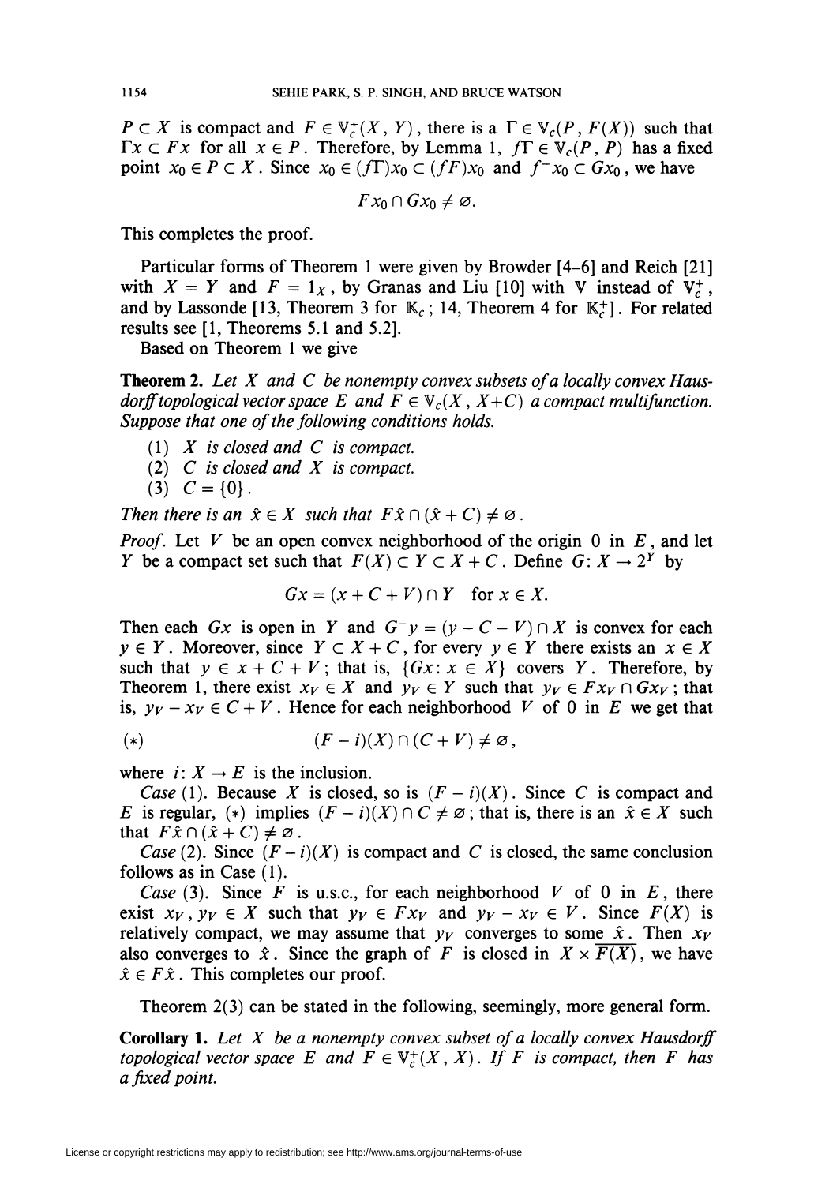$P \subset X$ is compact and $F \in \mathbb{V}_c^+(X, Y)$, there is a $\Gamma \in \mathbb{V}_c(P, F(X))$ such that $\Gamma x \subset Fx$ for all $x \in P$. Therefore, by Lemma 1, $f\Gamma \in \mathbb{V}_c(P, P)$ has a fixed point $x_0 \in P \subset X$. Since $x_0 \in (f\Gamma)x_0 \subset (fF)x_0$ and $f^- x_0 \subset Gx_0$, we have

$$Fx_0 \cap Gx_0 \neq \varnothing.$$

This completes the proof.

Particular forms of Theorem 1 were given by Browder [4–6] and Reich [21] with $X = Y$ and $F = 1_X$, by Granas and Liu [10] with $\mathbb{V}$ instead of $\mathbb{V}_c^+$, and by Lassonde [13, Theorem 3 for $\mathbb{K}_c$; 14, Theorem 4 for $\mathbb{K}_c^+$]. For related results see [1, Theorems 5.1 and 5.2].

Based on Theorem 1 we give

**Theorem 2.** *Let $X$ and $C$ be nonempty convex subsets of a locally convex Hausdorff topological vector space $E$ and $F \in \mathbb{V}_c(X, X+C)$ a compact multifunction. Suppose that one of the following conditions holds.*

(1) *$X$ is closed and $C$ is compact.*
(2) *$C$ is closed and $X$ is compact.*
(3) *$C = \{0\}$.*

*Then there is an $\hat{x} \in X$ such that $F\hat{x} \cap (\hat{x} + C) \neq \varnothing$.*

*Proof.* Let $V$ be an open convex neighborhood of the origin $0$ in $E$, and let $Y$ be a compact set such that $F(X) \subset Y \subset X + C$. Define $G: X \to 2^Y$ by

$$Gx = (x + C + V) \cap Y \quad \text{for } x \in X.$$

Then each $Gx$ is open in $Y$ and $G^- y = (y - C - V) \cap X$ is convex for each $y \in Y$. Moreover, since $Y \subset X + C$, for every $y \in Y$ there exists an $x \in X$ such that $y \in x + C + V$; that is, $\{Gx : x \in X\}$ covers $Y$. Therefore, by Theorem 1, there exist $x_V \in X$ and $y_V \in Y$ such that $y_V \in Fx_V \cap Gx_V$; that is, $y_V - x_V \in C + V$. Hence for each neighborhood $V$ of $0$ in $E$ we get that

$$(*) \qquad (F - i)(X) \cap (C + V) \neq \varnothing,$$

where $i: X \to E$ is the inclusion.

*Case* (1). Because $X$ is closed, so is $(F - i)(X)$. Since $C$ is compact and $E$ is regular, $(*)$ implies $(F - i)(X) \cap C \neq \varnothing$; that is, there is an $\hat{x} \in X$ such that $F\hat{x} \cap (\hat{x} + C) \neq \varnothing$.

*Case* (2). Since $(F - i)(X)$ is compact and $C$ is closed, the same conclusion follows as in Case (1).

*Case* (3). Since $F$ is u.s.c., for each neighborhood $V$ of $0$ in $E$, there exist $x_V, y_V \in X$ such that $y_V \in Fx_V$ and $y_V - x_V \in V$. Since $F(X)$ is relatively compact, we may assume that $y_V$ converges to some $\hat{x}$. Then $x_V$ also converges to $\hat{x}$. Since the graph of $F$ is closed in $X \times \overline{F(X)}$, we have $\hat{x} \in F\hat{x}$. This completes our proof.

Theorem 2(3) can be stated in the following, seemingly, more general form.

**Corollary 1.** *Let $X$ be a nonempty convex subset of a locally convex Hausdorff topological vector space $E$ and $F \in \mathbb{V}_c^+(X, X)$. If $F$ is compact, then $F$ has a fixed point.*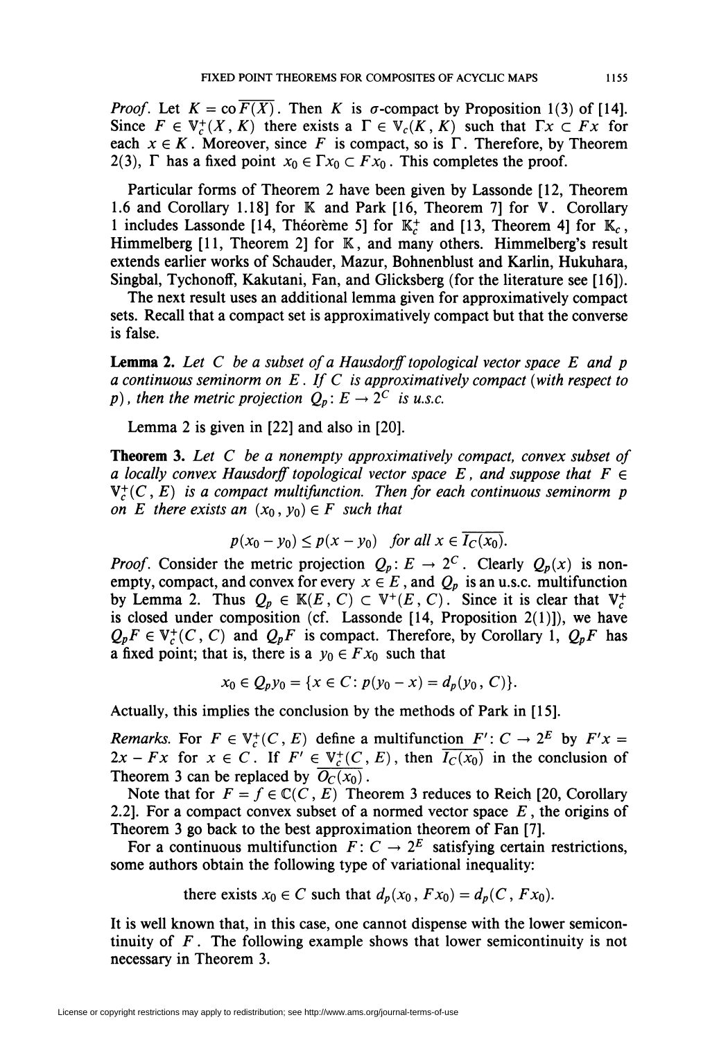*Proof*. Let $K = \operatorname{co} \overline{F(X)}$. Then $K$ is $\sigma$-compact by Proposition 1(3) of [14]. Since $F \in \mathbb{V}_c^+(X, K)$ there exists a $\Gamma \in \mathbb{V}_c(K, K)$ such that $\Gamma x \subset Fx$ for each $x \in K$. Moreover, since $F$ is compact, so is $\Gamma$. Therefore, by Theorem 2(3), $\Gamma$ has a fixed point $x_0 \in \Gamma x_0 \subset F x_0$. This completes the proof.

Particular forms of Theorem 2 have been given by Lassonde [12, Theorem 1.6 and Corollary 1.18] for $\mathbb{K}$ and Park [16, Theorem 7] for $\mathbb{V}$. Corollary 1 includes Lassonde [14, Théorème 5] for $\mathbb{K}_c^+$ and [13, Theorem 4] for $\mathbb{K}_c$, Himmelberg [11, Theorem 2] for $\mathbb{K}$, and many others. Himmelberg's result extends earlier works of Schauder, Mazur, Bohnenblust and Karlin, Hukuhara, Singbal, Tychonoff, Kakutani, Fan, and Glicksberg (for the literature see [16]).

The next result uses an additional lemma given for approximatively compact sets. Recall that a compact set is approximatively compact but that the converse is false.

**Lemma 2.** *Let $C$ be a subset of a Hausdorff topological vector space $E$ and $p$ a continuous seminorm on $E$. If $C$ is approximatively compact (with respect to $p$), then the metric projection $Q_p: E \to 2^C$ is u.s.c.*

Lemma 2 is given in [22] and also in [20].

**Theorem 3.** *Let $C$ be a nonempty approximatively compact, convex subset of a locally convex Hausdorff topological vector space $E$, and suppose that $F \in \mathbb{V}_c^+(C, E)$ is a compact multifunction. Then for each continuous seminorm $p$ on $E$ there exists an $(x_0, y_0) \in F$ such that*

$$p(x_0 - y_0) \leq p(x - y_0) \quad \text{for all } x \in \overline{I_C(x_0)}.$$

*Proof*. Consider the metric projection $Q_p: E \to 2^C$. Clearly $Q_p(x)$ is nonempty, compact, and convex for every $x \in E$, and $Q_p$ is an u.s.c. multifunction by Lemma 2. Thus $Q_p \in \mathbb{K}(E, C) \subset \mathbb{V}^+(E, C)$. Since it is clear that $\mathbb{V}_c^+$ is closed under composition (cf. Lassonde [14, Proposition 2(1)]), we have $Q_p F \in \mathbb{V}_c^+(C, C)$ and $Q_p F$ is compact. Therefore, by Corollary 1, $Q_p F$ has a fixed point; that is, there is a $y_0 \in F x_0$ such that

$$x_0 \in Q_p y_0 = \{x \in C : p(y_0 - x) = d_p(y_0, C)\}.$$

Actually, this implies the conclusion by the methods of Park in [15].

*Remarks*. For $F \in \mathbb{V}_c^+(C, E)$ define a multifunction $F': C \to 2^E$ by $F'x = 2x - Fx$ for $x \in C$. If $F' \in \mathbb{V}_c^+(C, E)$, then $\overline{I_C(x_0)}$ in the conclusion of Theorem 3 can be replaced by $\overline{O_C(x_0)}$.

Note that for $F = f \in \mathbb{C}(C, E)$ Theorem 3 reduces to Reich [20, Corollary 2.2]. For a compact convex subset of a normed vector space $E$, the origins of Theorem 3 go back to the best approximation theorem of Fan [7].

For a continuous multifunction $F: C \to 2^E$ satisfying certain restrictions, some authors obtain the following type of variational inequality:

$$\text{there exists } x_0 \in C \text{ such that } d_p(x_0, Fx_0) = d_p(C, Fx_0).$$

It is well known that, in this case, one cannot dispense with the lower semicontinuity of $F$. The following example shows that lower semicontinuity is not necessary in Theorem 3.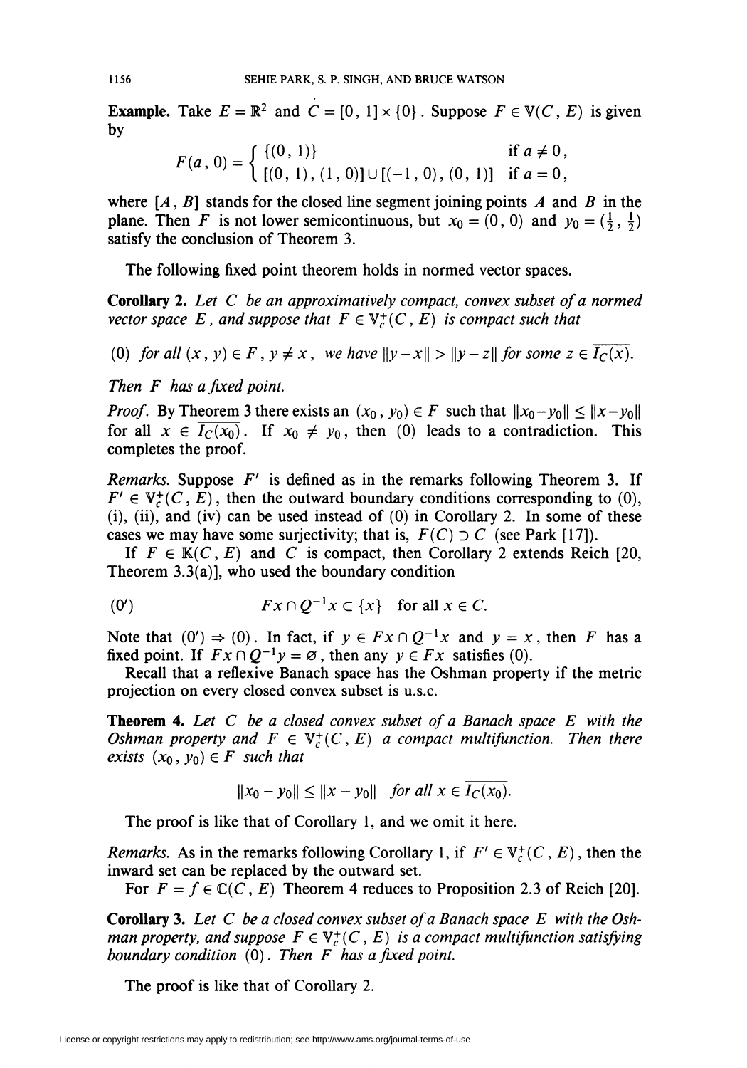**Example.** Take $E = \mathbb{R}^2$ and $C = [0, 1] \times \{0\}$. Suppose $F \in \mathbb{V}(C, E)$ is given by

$$F(a, 0) = \begin{cases} \{(0, 1)\} & \text{if } a \neq 0, \\ [(0, 1), (1, 0)] \cup [(-1, 0), (0, 1)] & \text{if } a = 0, \end{cases}$$

where $[A, B]$ stands for the closed line segment joining points $A$ and $B$ in the plane. Then $F$ is not lower semicontinuous, but $x_0 = (0, 0)$ and $y_0 = (\frac{1}{2}, \frac{1}{2})$ satisfy the conclusion of Theorem 3.

The following fixed point theorem holds in normed vector spaces.

**Corollary 2.** *Let $C$ be an approximatively compact, convex subset of a normed vector space $E$, and suppose that $F \in \mathbb{V}_c^+(C, E)$ is compact such that*

(0) *for all $(x, y) \in F$, $y \neq x$, we have $\|y - x\| > \|y - z\|$ for some $z \in \overline{I_C(x)}$.*

*Then $F$ has a fixed point.*

*Proof.* By Theorem 3 there exists an $(x_0, y_0) \in F$ such that $\|x_0 - y_0\| \leq \|x - y_0\|$ for all $x \in \overline{I_C(x_0)}$. If $x_0 \neq y_0$, then (0) leads to a contradiction. This completes the proof.

*Remarks.* Suppose $F'$ is defined as in the remarks following Theorem 3. If $F' \in \mathbb{V}_c^+(C, E)$, then the outward boundary conditions corresponding to (0), (i), (ii), and (iv) can be used instead of (0) in Corollary 2. In some of these cases we may have some surjectivity; that is, $F(C) \supset C$ (see Park [17]).

If $F \in \mathbb{K}(C, E)$ and $C$ is compact, then Corollary 2 extends Reich [20, Theorem 3.3(a)], who used the boundary condition

$$(0') \qquad F x \cap Q^{-1} x \subset \{x\} \quad \text{for all } x \in C.$$

Note that $(0') \Rightarrow (0)$. In fact, if $y \in Fx \cap Q^{-1}x$ and $y = x$, then $F$ has a fixed point. If $Fx \cap Q^{-1}y = \varnothing$, then any $y \in Fx$ satisfies (0).

Recall that a reflexive Banach space has the Oshman property if the metric projection on every closed convex subset is u.s.c.

**Theorem 4.** *Let $C$ be a closed convex subset of a Banach space $E$ with the Oshman property and $F \in \mathbb{V}_c^+(C, E)$ a compact multifunction. Then there exists $(x_0, y_0) \in F$ such that*

$$\|x_0 - y_0\| \leq \|x - y_0\| \quad \text{for all } x \in \overline{I_C(x_0)}.$$

The proof is like that of Corollary 1, and we omit it here.

*Remarks.* As in the remarks following Corollary 1, if $F' \in \mathbb{V}_c^+(C, E)$, then the inward set can be replaced by the outward set.

For $F = f \in \mathbb{C}(C, E)$ Theorem 4 reduces to Proposition 2.3 of Reich [20].

**Corollary 3.** *Let $C$ be a closed convex subset of a Banach space $E$ with the Oshman property, and suppose $F \in \mathbb{V}_c^+(C, E)$ is a compact multifunction satisfying boundary condition (0). Then $F$ has a fixed point.*

The proof is like that of Corollary 2.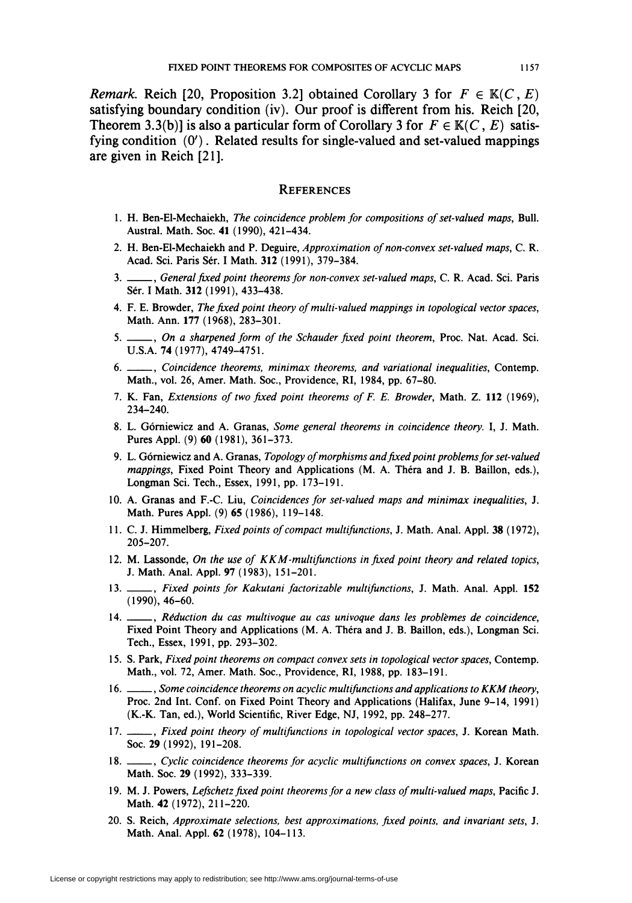*Remark.* Reich [20, Proposition 3.2] obtained Corollary 3 for $F \in \mathbb{K}(C, E)$ satisfying boundary condition (iv). Our proof is different from his. Reich [20, Theorem 3.3(b)] is also a particular form of Corollary 3 for $F \in \mathbb{K}(C, E)$ satisfying condition $(0')$. Related results for single-valued and set-valued mappings are given in Reich [21].

## References

1. H. Ben-El-Mechaiekh, *The coincidence problem for compositions of set-valued maps*, Bull. Austral. Math. Soc. **41** (1990), 421–434.
2. H. Ben-El-Mechaiekh and P. Deguire, *Approximation of non-convex set-valued maps*, C. R. Acad. Sci. Paris Sér. I Math. **312** (1991), 379–384.
3. ——, *General fixed point theorems for non-convex set-valued maps*, C. R. Acad. Sci. Paris Sér. I Math. **312** (1991), 433–438.
4. F. E. Browder, *The fixed point theory of multi-valued mappings in topological vector spaces*, Math. Ann. **177** (1968), 283–301.
5. ——, *On a sharpened form of the Schauder fixed point theorem*, Proc. Nat. Acad. Sci. U.S.A. **74** (1977), 4749–4751.
6. ——, *Coincidence theorems, minimax theorems, and variational inequalities*, Contemp. Math., vol. 26, Amer. Math. Soc., Providence, RI, 1984, pp. 67–80.
7. K. Fan, *Extensions of two fixed point theorems of F. E. Browder*, Math. Z. **112** (1969), 234–240.
8. L. Górniewicz and A. Granas, *Some general theorems in coincidence theory*. I, J. Math. Pures Appl. (9) **60** (1981), 361–373.
9. L. Górniewicz and A. Granas, *Topology of morphisms and fixed point problems for set-valued mappings*, Fixed Point Theory and Applications (M. A. Théra and J. B. Baillon, eds.), Longman Sci. Tech., Essex, 1991, pp. 173–191.
10. A. Granas and F.-C. Liu, *Coincidences for set-valued maps and minimax inequalities*, J. Math. Pures Appl. (9) **65** (1986), 119–148.
11. C. J. Himmelberg, *Fixed points of compact multifunctions*, J. Math. Anal. Appl. **38** (1972), 205–207.
12. M. Lassonde, *On the use of KKM-multifunctions in fixed point theory and related topics*, J. Math. Anal. Appl. **97** (1983), 151–201.
13. ——, *Fixed points for Kakutani factorizable multifunctions*, J. Math. Anal. Appl. **152** (1990), 46–60.
14. ——, *Réduction du cas multivoque au cas univoque dans les problèmes de coincidence*, Fixed Point Theory and Applications (M. A. Théra and J. B. Baillon, eds.), Longman Sci. Tech., Essex, 1991, pp. 293–302.
15. S. Park, *Fixed point theorems on compact convex sets in topological vector spaces*, Contemp. Math., vol. 72, Amer. Math. Soc., Providence, RI, 1988, pp. 183–191.
16. ——, *Some coincidence theorems on acyclic multifunctions and applications to KKM theory*, Proc. 2nd Int. Conf. on Fixed Point Theory and Applications (Halifax, June 9–14, 1991) (K.-K. Tan, ed.), World Scientific, River Edge, NJ, 1992, pp. 248–277.
17. ——, *Fixed point theory of multifunctions in topological vector spaces*, J. Korean Math. Soc. **29** (1992), 191–208.
18. ——, *Cyclic coincidence theorems for acyclic multifunctions on convex spaces*, J. Korean Math. Soc. **29** (1992), 333–339.
19. M. J. Powers, *Lefschetz fixed point theorems for a new class of multi-valued maps*, Pacific J. Math. **42** (1972), 211–220.
20. S. Reich, *Approximate selections, best approximations, fixed points, and invariant sets*, J. Math. Anal. Appl. **62** (1978), 104–113.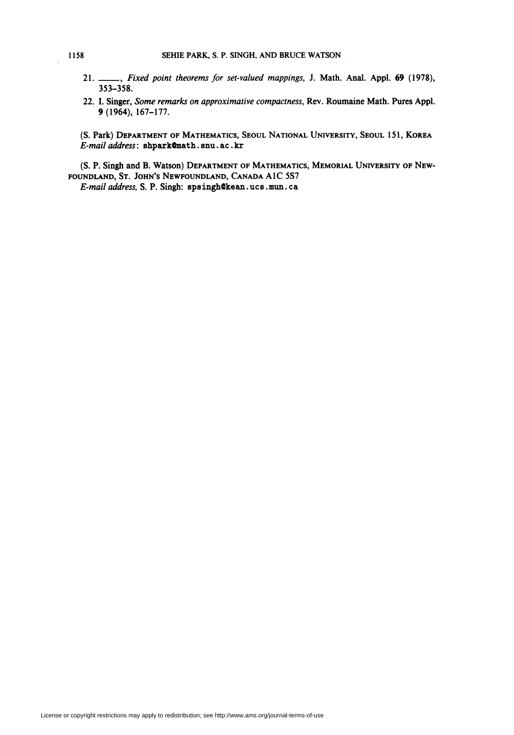21. ——, *Fixed point theorems for set-valued mappings*, J. Math. Anal. Appl. **69** (1978), 353–358.

22. I. Singer, *Some remarks on approximative compactness*, Rev. Roumaine Math. Pures Appl. **9** (1964), 167–177.

(S. Park) Department of Mathematics, Seoul National University, Seoul 151, Korea
*E-mail address*: `shpark@math.snu.ac.kr`

(S. P. Singh and B. Watson) Department of Mathematics, Memorial University of Newfoundland, St. John's Newfoundland, Canada A1C 5S7
*E-mail address*, S. P. Singh: `spsingh@kean.ucs.mun.ca`

License or copyright restrictions may apply to redistribution; see http://www.ams.org/journal-terms-of-use